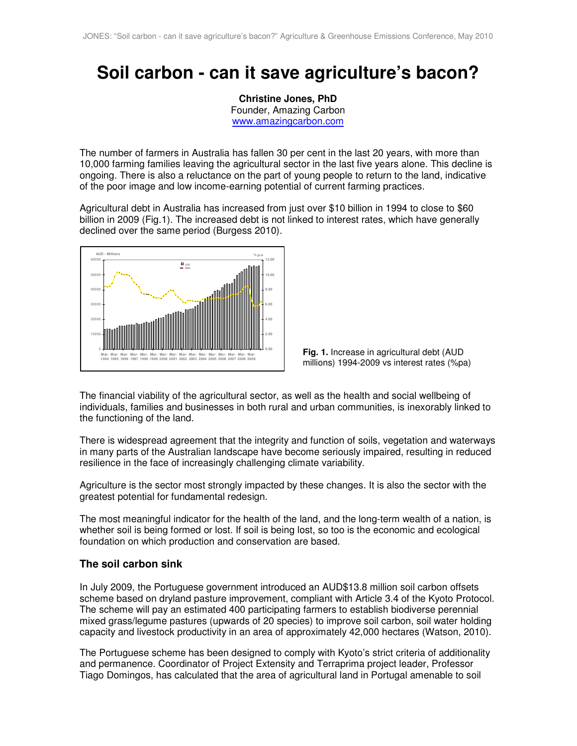# Soil carbon - can it save agriculture's bacon?

**Christine Jones, PhD**
Founder, Amazing Carbon
www.amazingcarbon.com

The number of farmers in Australia has fallen 30 per cent in the last 20 years, with more than 10,000 farming families leaving the agricultural sector in the last five years alone. This decline is ongoing. There is also a reluctance on the part of young people to return to the land, indicative of the poor image and low income-earning potential of current farming practices.

Agricultural debt in Australia has increased from just over $10 billion in 1994 to close to $60 billion in 2009 (Fig.1). The increased debt is not linked to interest rates, which have generally declined over the same period (Burgess 2010).

**Fig. 1.** Increase in agricultural debt (AUD millions) 1994-2009 vs interest rates (%pa)

The financial viability of the agricultural sector, as well as the health and social wellbeing of individuals, families and businesses in both rural and urban communities, is inexorably linked to the functioning of the land.

There is widespread agreement that the integrity and function of soils, vegetation and waterways in many parts of the Australian landscape have become seriously impaired, resulting in reduced resilience in the face of increasingly challenging climate variability.

Agriculture is the sector most strongly impacted by these changes. It is also the sector with the greatest potential for fundamental redesign.

The most meaningful indicator for the health of the land, and the long-term wealth of a nation, is whether soil is being formed or lost. If soil is being lost, so too is the economic and ecological foundation on which production and conservation are based.

### The soil carbon sink

In July 2009, the Portuguese government introduced an AUD$13.8 million soil carbon offsets scheme based on dryland pasture improvement, compliant with Article 3.4 of the Kyoto Protocol. The scheme will pay an estimated 400 participating farmers to establish biodiverse perennial mixed grass/legume pastures (upwards of 20 species) to improve soil carbon, soil water holding capacity and livestock productivity in an area of approximately 42,000 hectares (Watson, 2010).

The Portuguese scheme has been designed to comply with Kyoto's strict criteria of additionality and permanence. Coordinator of Project Extensity and Terraprima project leader, Professor Tiago Domingos, has calculated that the area of agricultural land in Portugal amenable to soil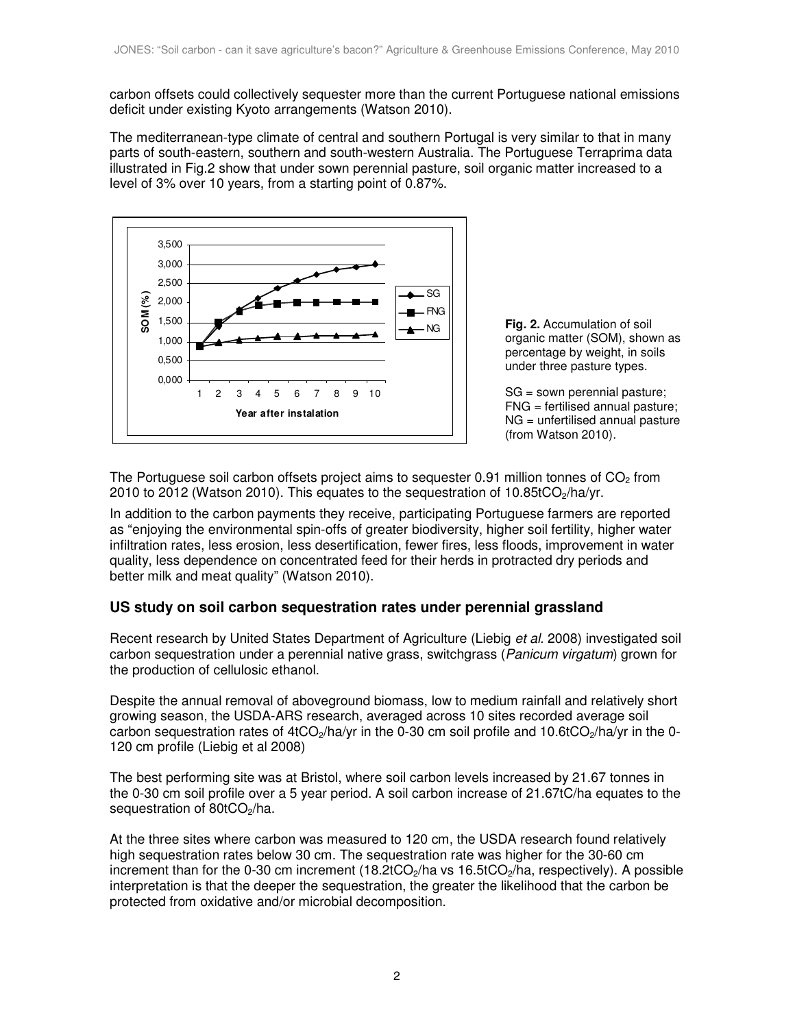carbon offsets could collectively sequester more than the current Portuguese national emissions deficit under existing Kyoto arrangements (Watson 2010).

The mediterranean-type climate of central and southern Portugal is very similar to that in many parts of south-eastern, southern and south-western Australia. The Portuguese Terraprima data illustrated in Fig.2 show that under sown perennial pasture, soil organic matter increased to a level of 3% over 10 years, from a starting point of 0.87%.

**Fig. 2.** Accumulation of soil organic matter (SOM), shown as percentage by weight, in soils under three pasture types.

SG = sown perennial pasture; FNG = fertilised annual pasture; NG = unfertilised annual pasture (from Watson 2010).

The Portuguese soil carbon offsets project aims to sequester 0.91 million tonnes of $CO_2$ from 2010 to 2012 (Watson 2010). This equates to the sequestration of 10.85t$CO_2$/ha/yr.

In addition to the carbon payments they receive, participating Portuguese farmers are reported as "enjoying the environmental spin-offs of greater biodiversity, higher soil fertility, higher water infiltration rates, less erosion, less desertification, fewer fires, less floods, improvement in water quality, less dependence on concentrated feed for their herds in protracted dry periods and better milk and meat quality" (Watson 2010).

## US study on soil carbon sequestration rates under perennial grassland

Recent research by United States Department of Agriculture (Liebig *et al.* 2008) investigated soil carbon sequestration under a perennial native grass, switchgrass (*Panicum virgatum*) grown for the production of cellulosic ethanol.

Despite the annual removal of aboveground biomass, low to medium rainfall and relatively short growing season, the USDA-ARS research, averaged across 10 sites recorded average soil carbon sequestration rates of 4t$CO_2$/ha/yr in the 0-30 cm soil profile and 10.6t$CO_2$/ha/yr in the 0-120 cm profile (Liebig et al 2008)

The best performing site was at Bristol, where soil carbon levels increased by 21.67 tonnes in the 0-30 cm soil profile over a 5 year period. A soil carbon increase of 21.67tC/ha equates to the sequestration of 80t$CO_2$/ha.

At the three sites where carbon was measured to 120 cm, the USDA research found relatively high sequestration rates below 30 cm. The sequestration rate was higher for the 30-60 cm increment than for the 0-30 cm increment (18.2t$CO_2$/ha vs 16.5t$CO_2$/ha, respectively). A possible interpretation is that the deeper the sequestration, the greater the likelihood that the carbon be protected from oxidative and/or microbial decomposition.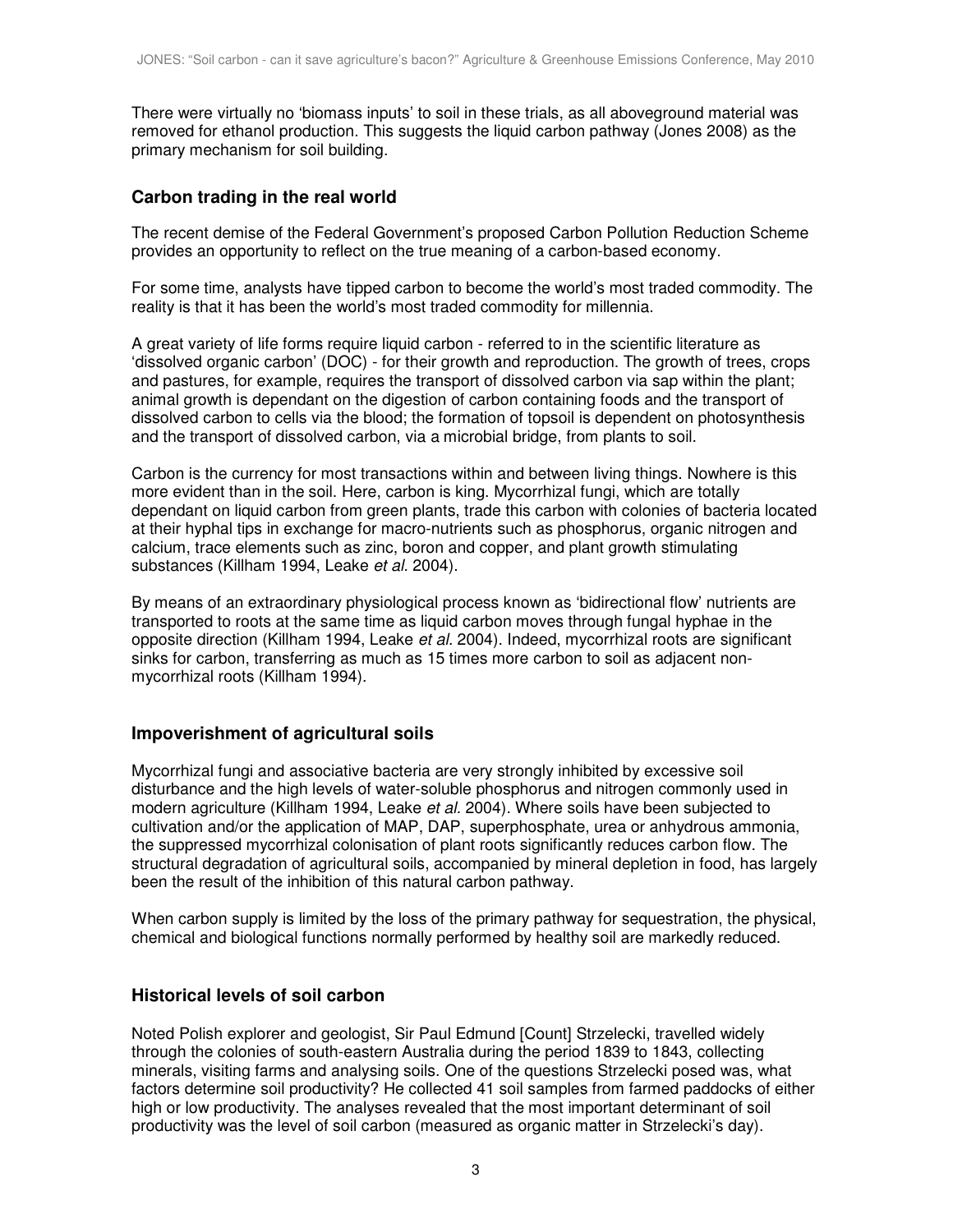There were virtually no 'biomass inputs' to soil in these trials, as all aboveground material was removed for ethanol production. This suggests the liquid carbon pathway (Jones 2008) as the primary mechanism for soil building.

## Carbon trading in the real world

The recent demise of the Federal Government's proposed Carbon Pollution Reduction Scheme provides an opportunity to reflect on the true meaning of a carbon-based economy.

For some time, analysts have tipped carbon to become the world's most traded commodity. The reality is that it has been the world's most traded commodity for millennia.

A great variety of life forms require liquid carbon - referred to in the scientific literature as 'dissolved organic carbon' (DOC) - for their growth and reproduction. The growth of trees, crops and pastures, for example, requires the transport of dissolved carbon via sap within the plant; animal growth is dependant on the digestion of carbon containing foods and the transport of dissolved carbon to cells via the blood; the formation of topsoil is dependent on photosynthesis and the transport of dissolved carbon, via a microbial bridge, from plants to soil.

Carbon is the currency for most transactions within and between living things. Nowhere is this more evident than in the soil. Here, carbon is king. Mycorrhizal fungi, which are totally dependant on liquid carbon from green plants, trade this carbon with colonies of bacteria located at their hyphal tips in exchange for macro-nutrients such as phosphorus, organic nitrogen and calcium, trace elements such as zinc, boron and copper, and plant growth stimulating substances (Killham 1994, Leake *et al.* 2004).

By means of an extraordinary physiological process known as 'bidirectional flow' nutrients are transported to roots at the same time as liquid carbon moves through fungal hyphae in the opposite direction (Killham 1994, Leake *et al.* 2004). Indeed, mycorrhizal roots are significant sinks for carbon, transferring as much as 15 times more carbon to soil as adjacent non-mycorrhizal roots (Killham 1994).

## Impoverishment of agricultural soils

Mycorrhizal fungi and associative bacteria are very strongly inhibited by excessive soil disturbance and the high levels of water-soluble phosphorus and nitrogen commonly used in modern agriculture (Killham 1994, Leake *et al.* 2004). Where soils have been subjected to cultivation and/or the application of MAP, DAP, superphosphate, urea or anhydrous ammonia, the suppressed mycorrhizal colonisation of plant roots significantly reduces carbon flow. The structural degradation of agricultural soils, accompanied by mineral depletion in food, has largely been the result of the inhibition of this natural carbon pathway.

When carbon supply is limited by the loss of the primary pathway for sequestration, the physical, chemical and biological functions normally performed by healthy soil are markedly reduced.

## Historical levels of soil carbon

Noted Polish explorer and geologist, Sir Paul Edmund [Count] Strzelecki, travelled widely through the colonies of south-eastern Australia during the period 1839 to 1843, collecting minerals, visiting farms and analysing soils. One of the questions Strzelecki posed was, what factors determine soil productivity? He collected 41 soil samples from farmed paddocks of either high or low productivity. The analyses revealed that the most important determinant of soil productivity was the level of soil carbon (measured as organic matter in Strzelecki's day).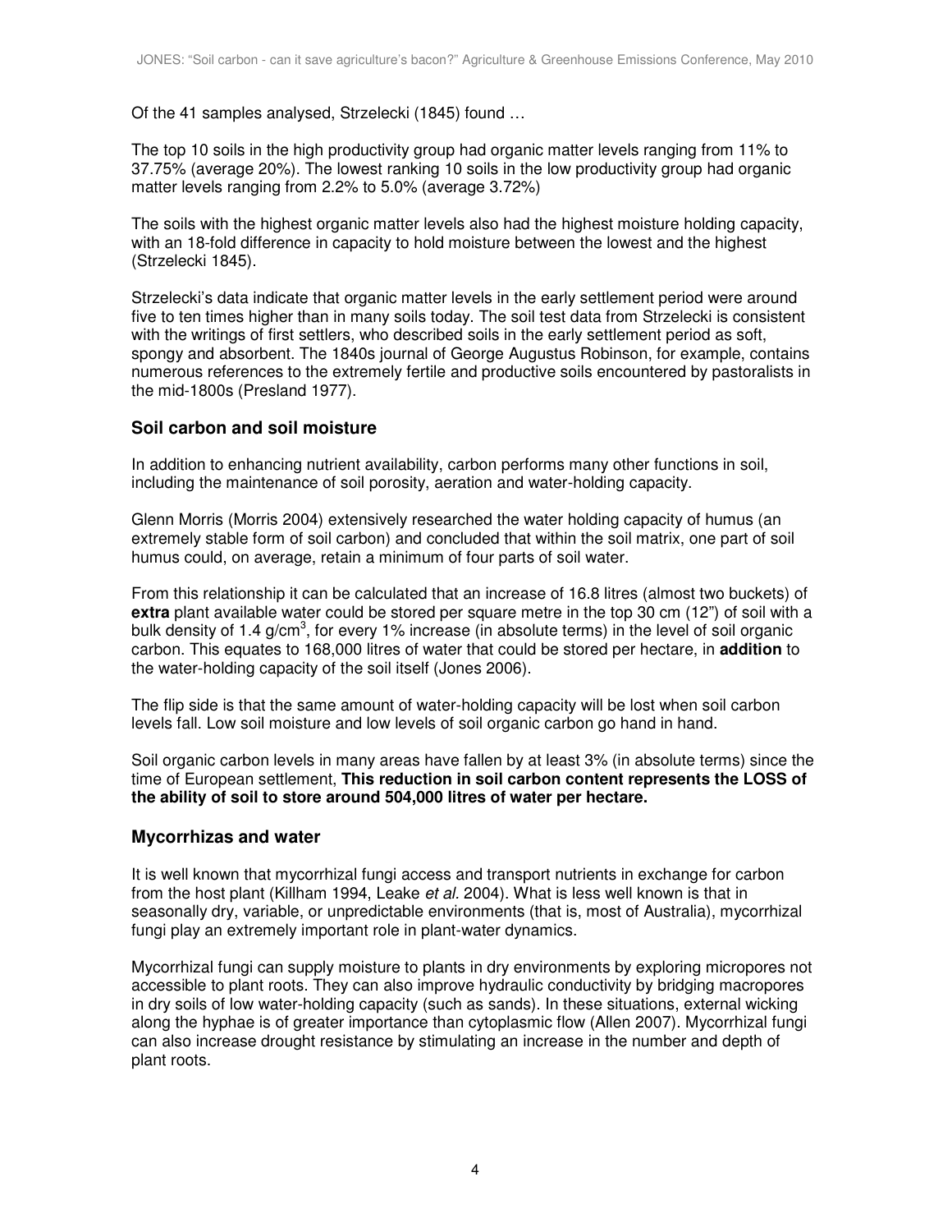Of the 41 samples analysed, Strzelecki (1845) found …

The top 10 soils in the high productivity group had organic matter levels ranging from 11% to 37.75% (average 20%). The lowest ranking 10 soils in the low productivity group had organic matter levels ranging from 2.2% to 5.0% (average 3.72%)

The soils with the highest organic matter levels also had the highest moisture holding capacity, with an 18-fold difference in capacity to hold moisture between the lowest and the highest (Strzelecki 1845).

Strzelecki's data indicate that organic matter levels in the early settlement period were around five to ten times higher than in many soils today. The soil test data from Strzelecki is consistent with the writings of first settlers, who described soils in the early settlement period as soft, spongy and absorbent. The 1840s journal of George Augustus Robinson, for example, contains numerous references to the extremely fertile and productive soils encountered by pastoralists in the mid-1800s (Presland 1977).

## Soil carbon and soil moisture

In addition to enhancing nutrient availability, carbon performs many other functions in soil, including the maintenance of soil porosity, aeration and water-holding capacity.

Glenn Morris (Morris 2004) extensively researched the water holding capacity of humus (an extremely stable form of soil carbon) and concluded that within the soil matrix, one part of soil humus could, on average, retain a minimum of four parts of soil water.

From this relationship it can be calculated that an increase of 16.8 litres (almost two buckets) of **extra** plant available water could be stored per square metre in the top 30 cm (12") of soil with a bulk density of 1.4 g/cm$^3$, for every 1% increase (in absolute terms) in the level of soil organic carbon. This equates to 168,000 litres of water that could be stored per hectare, in **addition** to the water-holding capacity of the soil itself (Jones 2006).

The flip side is that the same amount of water-holding capacity will be lost when soil carbon levels fall. Low soil moisture and low levels of soil organic carbon go hand in hand.

Soil organic carbon levels in many areas have fallen by at least 3% (in absolute terms) since the time of European settlement, **This reduction in soil carbon content represents the LOSS of the ability of soil to store around 504,000 litres of water per hectare.**

## Mycorrhizas and water

It is well known that mycorrhizal fungi access and transport nutrients in exchange for carbon from the host plant (Killham 1994, Leake *et al.* 2004). What is less well known is that in seasonally dry, variable, or unpredictable environments (that is, most of Australia), mycorrhizal fungi play an extremely important role in plant-water dynamics.

Mycorrhizal fungi can supply moisture to plants in dry environments by exploring micropores not accessible to plant roots. They can also improve hydraulic conductivity by bridging macropores in dry soils of low water-holding capacity (such as sands). In these situations, external wicking along the hyphae is of greater importance than cytoplasmic flow (Allen 2007). Mycorrhizal fungi can also increase drought resistance by stimulating an increase in the number and depth of plant roots.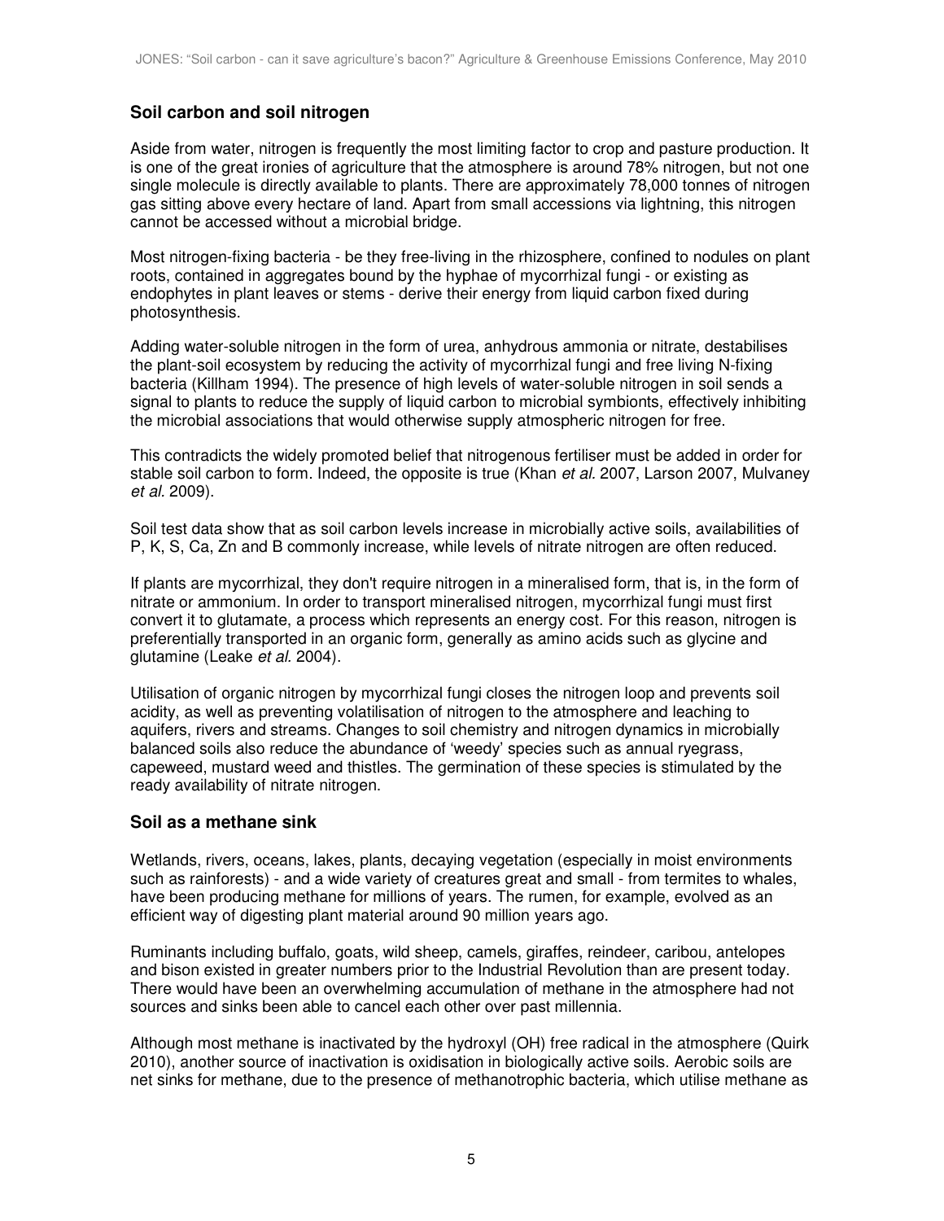## Soil carbon and soil nitrogen

Aside from water, nitrogen is frequently the most limiting factor to crop and pasture production. It is one of the great ironies of agriculture that the atmosphere is around 78% nitrogen, but not one single molecule is directly available to plants. There are approximately 78,000 tonnes of nitrogen gas sitting above every hectare of land. Apart from small accessions via lightning, this nitrogen cannot be accessed without a microbial bridge.

Most nitrogen-fixing bacteria - be they free-living in the rhizosphere, confined to nodules on plant roots, contained in aggregates bound by the hyphae of mycorrhizal fungi - or existing as endophytes in plant leaves or stems - derive their energy from liquid carbon fixed during photosynthesis.

Adding water-soluble nitrogen in the form of urea, anhydrous ammonia or nitrate, destabilises the plant-soil ecosystem by reducing the activity of mycorrhizal fungi and free living N-fixing bacteria (Killham 1994). The presence of high levels of water-soluble nitrogen in soil sends a signal to plants to reduce the supply of liquid carbon to microbial symbionts, effectively inhibiting the microbial associations that would otherwise supply atmospheric nitrogen for free.

This contradicts the widely promoted belief that nitrogenous fertiliser must be added in order for stable soil carbon to form. Indeed, the opposite is true (Khan *et al.* 2007, Larson 2007, Mulvaney *et al.* 2009).

Soil test data show that as soil carbon levels increase in microbially active soils, availabilities of P, K, S, Ca, Zn and B commonly increase, while levels of nitrate nitrogen are often reduced.

If plants are mycorrhizal, they don't require nitrogen in a mineralised form, that is, in the form of nitrate or ammonium. In order to transport mineralised nitrogen, mycorrhizal fungi must first convert it to glutamate, a process which represents an energy cost. For this reason, nitrogen is preferentially transported in an organic form, generally as amino acids such as glycine and glutamine (Leake *et al.* 2004).

Utilisation of organic nitrogen by mycorrhizal fungi closes the nitrogen loop and prevents soil acidity, as well as preventing volatilisation of nitrogen to the atmosphere and leaching to aquifers, rivers and streams. Changes to soil chemistry and nitrogen dynamics in microbially balanced soils also reduce the abundance of 'weedy' species such as annual ryegrass, capeweed, mustard weed and thistles. The germination of these species is stimulated by the ready availability of nitrate nitrogen.

## Soil as a methane sink

Wetlands, rivers, oceans, lakes, plants, decaying vegetation (especially in moist environments such as rainforests) - and a wide variety of creatures great and small - from termites to whales, have been producing methane for millions of years. The rumen, for example, evolved as an efficient way of digesting plant material around 90 million years ago.

Ruminants including buffalo, goats, wild sheep, camels, giraffes, reindeer, caribou, antelopes and bison existed in greater numbers prior to the Industrial Revolution than are present today. There would have been an overwhelming accumulation of methane in the atmosphere had not sources and sinks been able to cancel each other over past millennia.

Although most methane is inactivated by the hydroxyl (OH) free radical in the atmosphere (Quirk 2010), another source of inactivation is oxidisation in biologically active soils. Aerobic soils are net sinks for methane, due to the presence of methanotrophic bacteria, which utilise methane as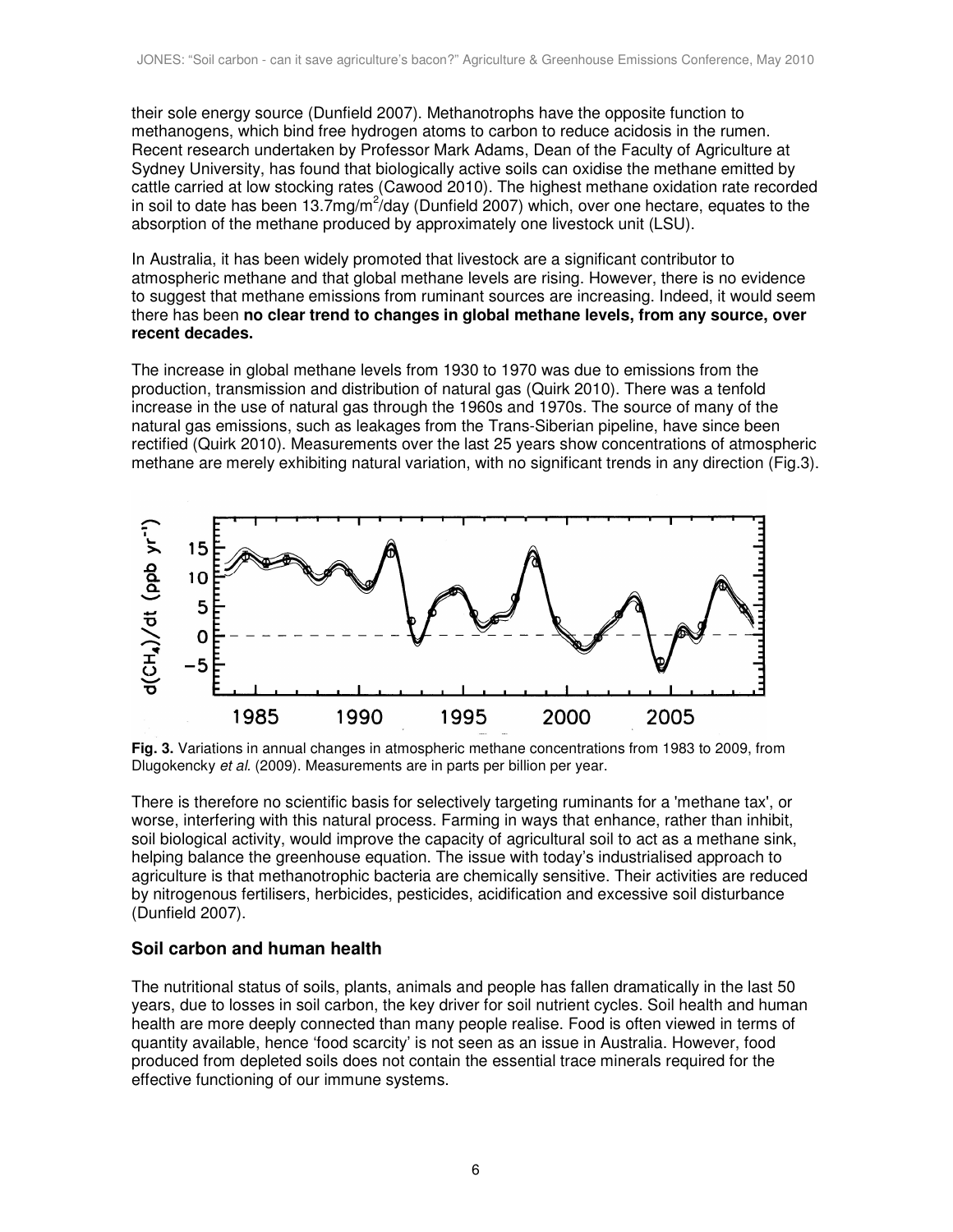their sole energy source (Dunfield 2007). Methanotrophs have the opposite function to methanogens, which bind free hydrogen atoms to carbon to reduce acidosis in the rumen. Recent research undertaken by Professor Mark Adams, Dean of the Faculty of Agriculture at Sydney University, has found that biologically active soils can oxidise the methane emitted by cattle carried at low stocking rates (Cawood 2010). The highest methane oxidation rate recorded in soil to date has been 13.7mg/m$^2$/day (Dunfield 2007) which, over one hectare, equates to the absorption of the methane produced by approximately one livestock unit (LSU).

In Australia, it has been widely promoted that livestock are a significant contributor to atmospheric methane and that global methane levels are rising. However, there is no evidence to suggest that methane emissions from ruminant sources are increasing. Indeed, it would seem there has been **no clear trend to changes in global methane levels, from any source, over recent decades.**

The increase in global methane levels from 1930 to 1970 was due to emissions from the production, transmission and distribution of natural gas (Quirk 2010). There was a tenfold increase in the use of natural gas through the 1960s and 1970s. The source of many of the natural gas emissions, such as leakages from the Trans-Siberian pipeline, have since been rectified (Quirk 2010). Measurements over the last 25 years show concentrations of atmospheric methane are merely exhibiting natural variation, with no significant trends in any direction (Fig.3).

**Fig. 3.** Variations in annual changes in atmospheric methane concentrations from 1983 to 2009, from Dlugokencky *et al.* (2009). Measurements are in parts per billion per year.

There is therefore no scientific basis for selectively targeting ruminants for a 'methane tax', or worse, interfering with this natural process. Farming in ways that enhance, rather than inhibit, soil biological activity, would improve the capacity of agricultural soil to act as a methane sink, helping balance the greenhouse equation. The issue with today's industrialised approach to agriculture is that methanotrophic bacteria are chemically sensitive. Their activities are reduced by nitrogenous fertilisers, herbicides, pesticides, acidification and excessive soil disturbance (Dunfield 2007).

## Soil carbon and human health

The nutritional status of soils, plants, animals and people has fallen dramatically in the last 50 years, due to losses in soil carbon, the key driver for soil nutrient cycles. Soil health and human health are more deeply connected than many people realise. Food is often viewed in terms of quantity available, hence 'food scarcity' is not seen as an issue in Australia. However, food produced from depleted soils does not contain the essential trace minerals required for the effective functioning of our immune systems.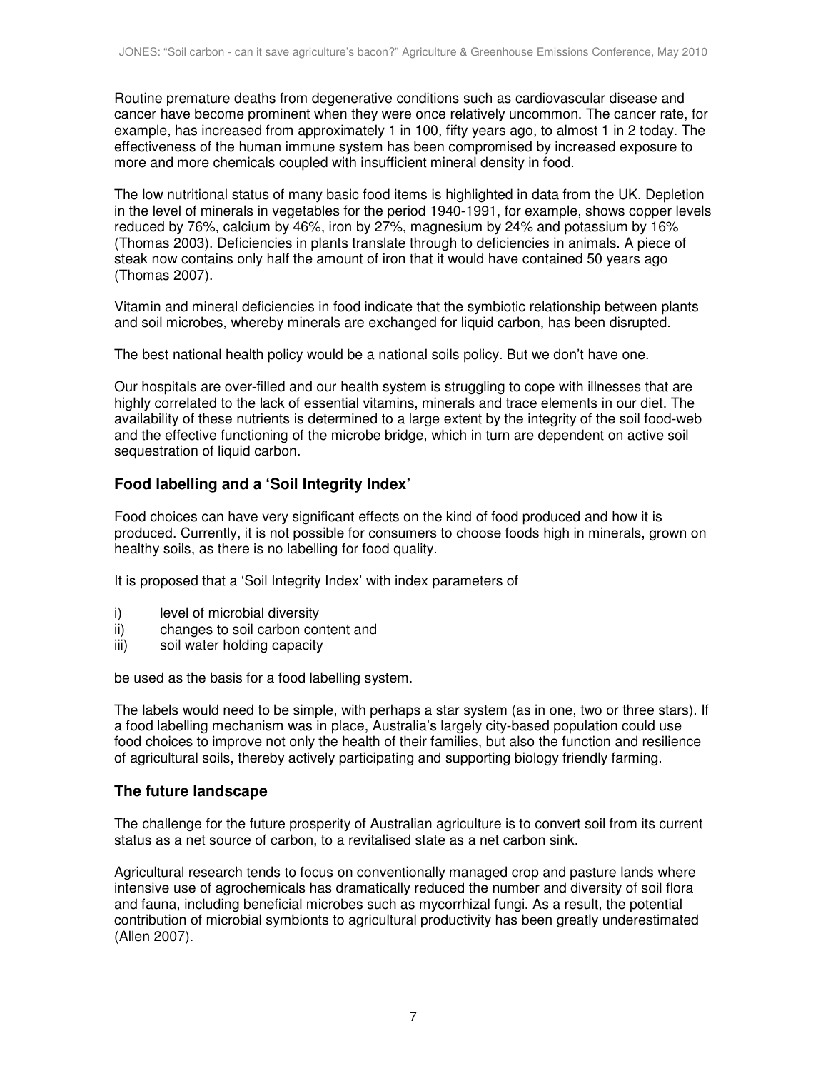Routine premature deaths from degenerative conditions such as cardiovascular disease and cancer have become prominent when they were once relatively uncommon. The cancer rate, for example, has increased from approximately 1 in 100, fifty years ago, to almost 1 in 2 today. The effectiveness of the human immune system has been compromised by increased exposure to more and more chemicals coupled with insufficient mineral density in food.

The low nutritional status of many basic food items is highlighted in data from the UK. Depletion in the level of minerals in vegetables for the period 1940-1991, for example, shows copper levels reduced by 76%, calcium by 46%, iron by 27%, magnesium by 24% and potassium by 16% (Thomas 2003). Deficiencies in plants translate through to deficiencies in animals. A piece of steak now contains only half the amount of iron that it would have contained 50 years ago (Thomas 2007).

Vitamin and mineral deficiencies in food indicate that the symbiotic relationship between plants and soil microbes, whereby minerals are exchanged for liquid carbon, has been disrupted.

The best national health policy would be a national soils policy. But we don't have one.

Our hospitals are over-filled and our health system is struggling to cope with illnesses that are highly correlated to the lack of essential vitamins, minerals and trace elements in our diet. The availability of these nutrients is determined to a large extent by the integrity of the soil food-web and the effective functioning of the microbe bridge, which in turn are dependent on active soil sequestration of liquid carbon.

## Food labelling and a 'Soil Integrity Index'

Food choices can have very significant effects on the kind of food produced and how it is produced. Currently, it is not possible for consumers to choose foods high in minerals, grown on healthy soils, as there is no labelling for food quality.

It is proposed that a 'Soil Integrity Index' with index parameters of

- i) level of microbial diversity
- ii) changes to soil carbon content and
- iii) soil water holding capacity

be used as the basis for a food labelling system.

The labels would need to be simple, with perhaps a star system (as in one, two or three stars). If a food labelling mechanism was in place, Australia's largely city-based population could use food choices to improve not only the health of their families, but also the function and resilience of agricultural soils, thereby actively participating and supporting biology friendly farming.

## The future landscape

The challenge for the future prosperity of Australian agriculture is to convert soil from its current status as a net source of carbon, to a revitalised state as a net carbon sink.

Agricultural research tends to focus on conventionally managed crop and pasture lands where intensive use of agrochemicals has dramatically reduced the number and diversity of soil flora and fauna, including beneficial microbes such as mycorrhizal fungi. As a result, the potential contribution of microbial symbionts to agricultural productivity has been greatly underestimated (Allen 2007).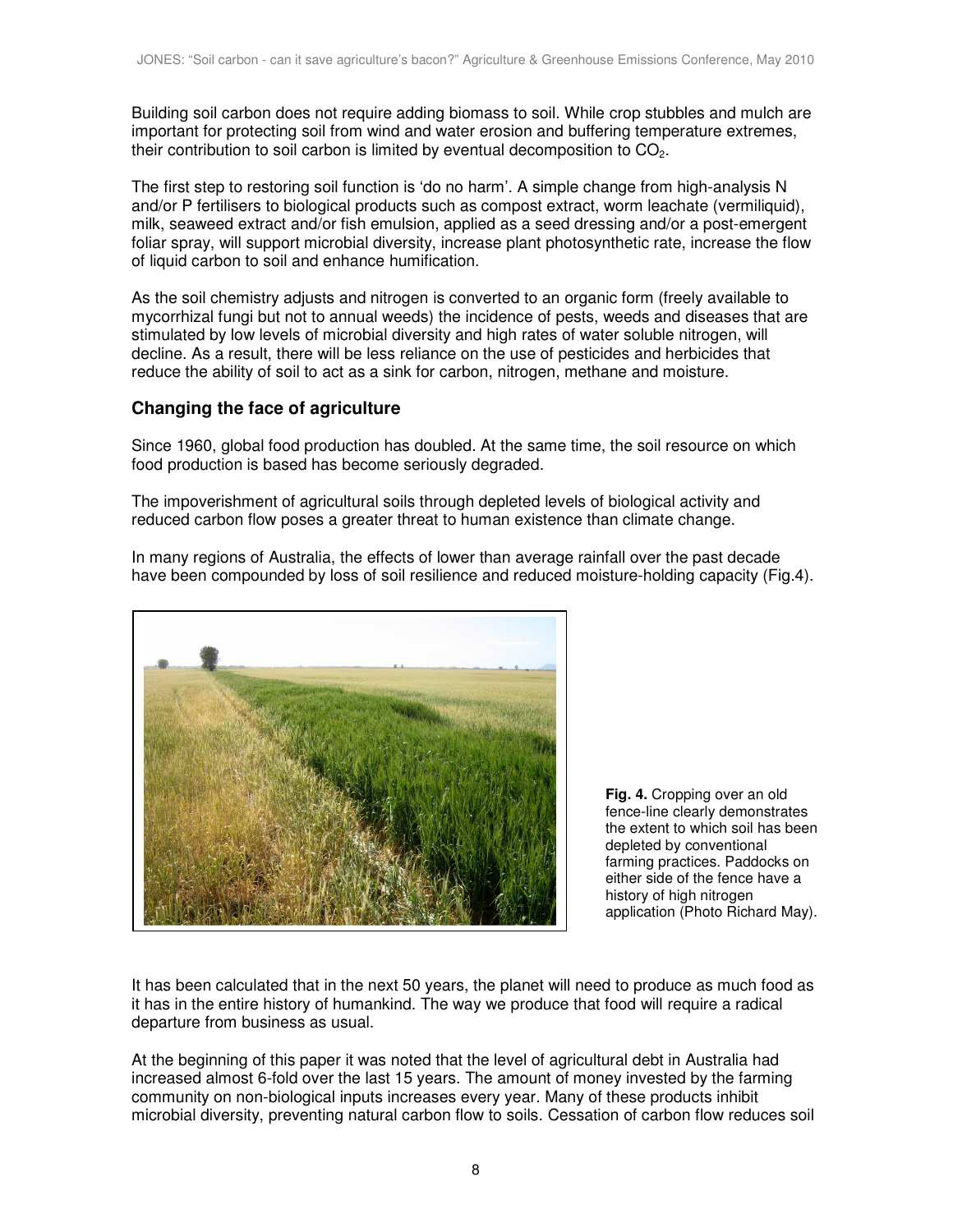Building soil carbon does not require adding biomass to soil. While crop stubbles and mulch are important for protecting soil from wind and water erosion and buffering temperature extremes, their contribution to soil carbon is limited by eventual decomposition to $CO_2$.

The first step to restoring soil function is 'do no harm'. A simple change from high-analysis N and/or P fertilisers to biological products such as compost extract, worm leachate (vermiliquid), milk, seaweed extract and/or fish emulsion, applied as a seed dressing and/or a post-emergent foliar spray, will support microbial diversity, increase plant photosynthetic rate, increase the flow of liquid carbon to soil and enhance humification.

As the soil chemistry adjusts and nitrogen is converted to an organic form (freely available to mycorrhizal fungi but not to annual weeds) the incidence of pests, weeds and diseases that are stimulated by low levels of microbial diversity and high rates of water soluble nitrogen, will decline. As a result, there will be less reliance on the use of pesticides and herbicides that reduce the ability of soil to act as a sink for carbon, nitrogen, methane and moisture.

## Changing the face of agriculture

Since 1960, global food production has doubled. At the same time, the soil resource on which food production is based has become seriously degraded.

The impoverishment of agricultural soils through depleted levels of biological activity and reduced carbon flow poses a greater threat to human existence than climate change.

In many regions of Australia, the effects of lower than average rainfall over the past decade have been compounded by loss of soil resilience and reduced moisture-holding capacity (Fig.4).

**Fig. 4.** Cropping over an old fence-line clearly demonstrates the extent to which soil has been depleted by conventional farming practices. Paddocks on either side of the fence have a history of high nitrogen application (Photo Richard May).

It has been calculated that in the next 50 years, the planet will need to produce as much food as it has in the entire history of humankind. The way we produce that food will require a radical departure from business as usual.

At the beginning of this paper it was noted that the level of agricultural debt in Australia had increased almost 6-fold over the last 15 years. The amount of money invested by the farming community on non-biological inputs increases every year. Many of these products inhibit microbial diversity, preventing natural carbon flow to soils. Cessation of carbon flow reduces soil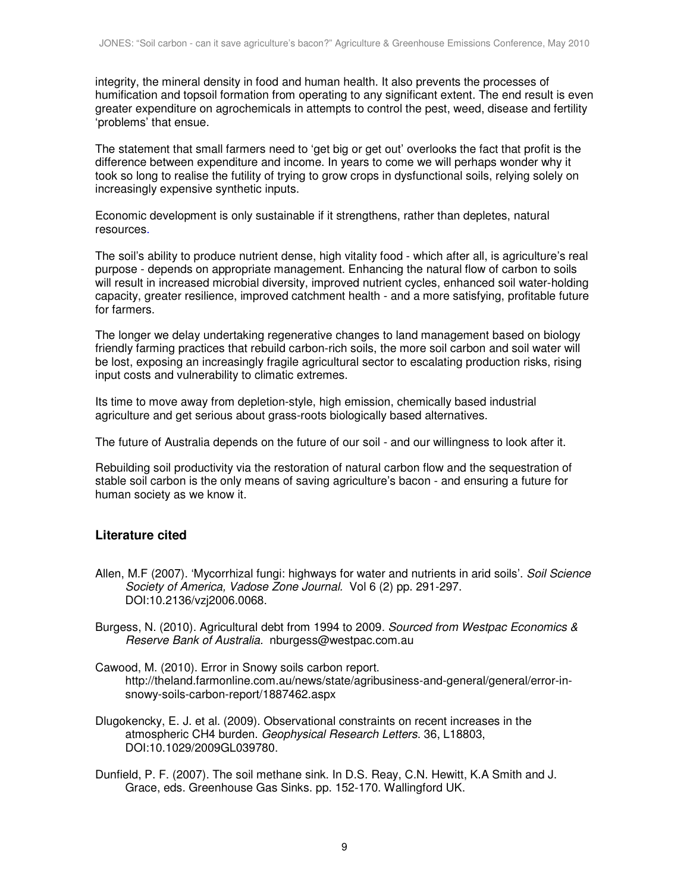integrity, the mineral density in food and human health. It also prevents the processes of humification and topsoil formation from operating to any significant extent. The end result is even greater expenditure on agrochemicals in attempts to control the pest, weed, disease and fertility 'problems' that ensue.

The statement that small farmers need to 'get big or get out' overlooks the fact that profit is the difference between expenditure and income. In years to come we will perhaps wonder why it took so long to realise the futility of trying to grow crops in dysfunctional soils, relying solely on increasingly expensive synthetic inputs.

Economic development is only sustainable if it strengthens, rather than depletes, natural resources.

The soil's ability to produce nutrient dense, high vitality food - which after all, is agriculture's real purpose - depends on appropriate management. Enhancing the natural flow of carbon to soils will result in increased microbial diversity, improved nutrient cycles, enhanced soil water-holding capacity, greater resilience, improved catchment health - and a more satisfying, profitable future for farmers.

The longer we delay undertaking regenerative changes to land management based on biology friendly farming practices that rebuild carbon-rich soils, the more soil carbon and soil water will be lost, exposing an increasingly fragile agricultural sector to escalating production risks, rising input costs and vulnerability to climatic extremes.

Its time to move away from depletion-style, high emission, chemically based industrial agriculture and get serious about grass-roots biologically based alternatives.

The future of Australia depends on the future of our soil - and our willingness to look after it.

Rebuilding soil productivity via the restoration of natural carbon flow and the sequestration of stable soil carbon is the only means of saving agriculture's bacon - and ensuring a future for human society as we know it.

## Literature cited

Allen, M.F (2007). 'Mycorrhizal fungi: highways for water and nutrients in arid soils'. *Soil Science Society of America, Vadose Zone Journal.* Vol 6 (2) pp. 291-297. DOI:10.2136/vzj2006.0068.

Burgess, N. (2010). Agricultural debt from 1994 to 2009. *Sourced from Westpac Economics & Reserve Bank of Australia.* nburgess@westpac.com.au

Cawood, M. (2010). Error in Snowy soils carbon report. http://theland.farmonline.com.au/news/state/agribusiness-and-general/general/error-in-snowy-soils-carbon-report/1887462.aspx

Dlugokencky, E. J. et al. (2009). Observational constraints on recent increases in the atmospheric CH4 burden. *Geophysical Research Letters*. 36, L18803, DOI:10.1029/2009GL039780.

Dunfield, P. F. (2007). The soil methane sink. In D.S. Reay, C.N. Hewitt, K.A Smith and J. Grace, eds. Greenhouse Gas Sinks. pp. 152-170. Wallingford UK.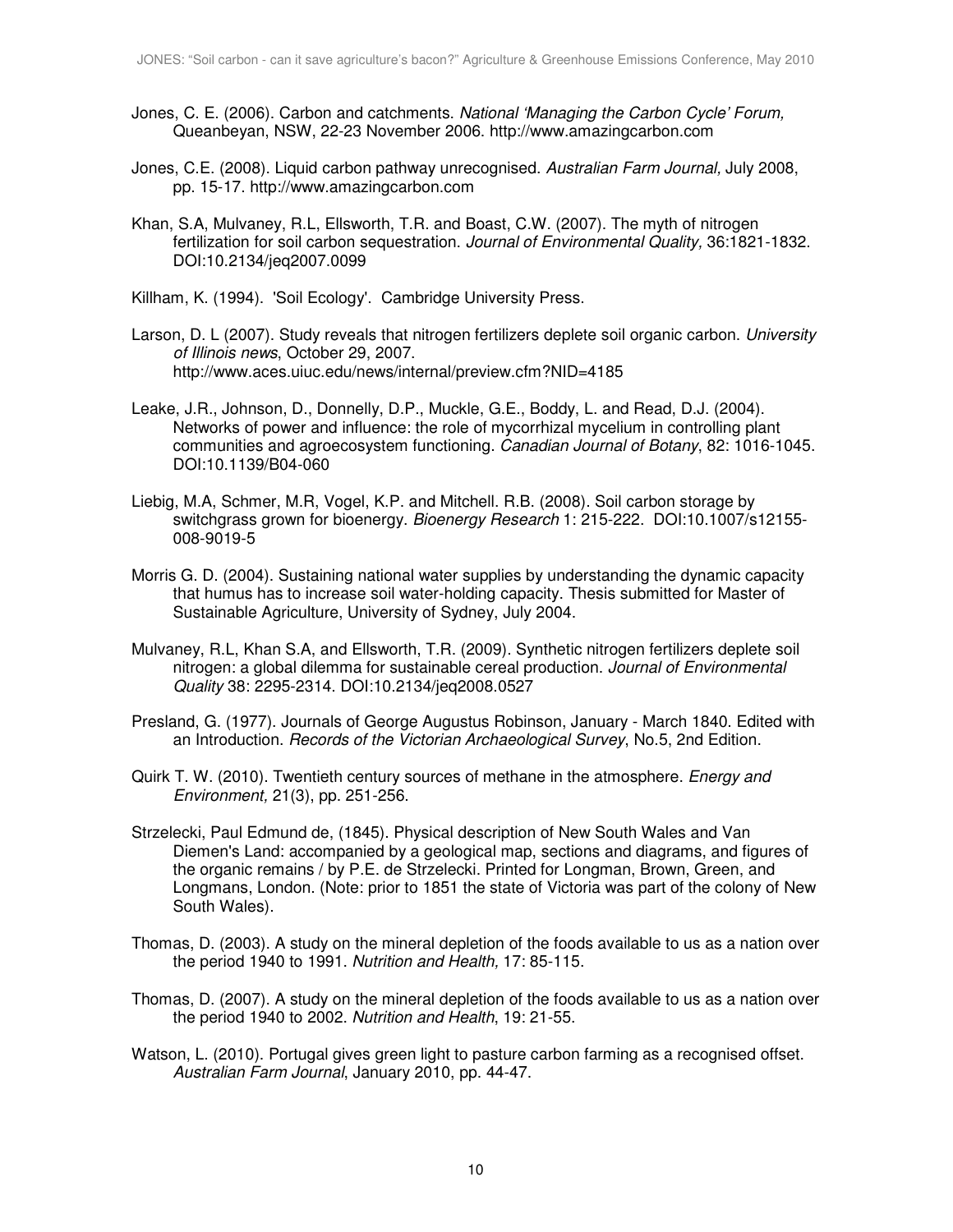Jones, C. E. (2006). Carbon and catchments. *National 'Managing the Carbon Cycle' Forum,* Queanbeyan, NSW, 22-23 November 2006. http://www.amazingcarbon.com

Jones, C.E. (2008). Liquid carbon pathway unrecognised. *Australian Farm Journal,* July 2008, pp. 15-17. http://www.amazingcarbon.com

Khan, S.A, Mulvaney, R.L, Ellsworth, T.R. and Boast, C.W. (2007). The myth of nitrogen fertilization for soil carbon sequestration. *Journal of Environmental Quality,* 36:1821-1832. DOI:10.2134/jeq2007.0099

Killham, K. (1994). 'Soil Ecology'. Cambridge University Press.

Larson, D. L (2007). Study reveals that nitrogen fertilizers deplete soil organic carbon. *University of Illinois news*, October 29, 2007. http://www.aces.uiuc.edu/news/internal/preview.cfm?NID=4185

Leake, J.R., Johnson, D., Donnelly, D.P., Muckle, G.E., Boddy, L. and Read, D.J. (2004). Networks of power and influence: the role of mycorrhizal mycelium in controlling plant communities and agroecosystem functioning. *Canadian Journal of Botany*, 82: 1016-1045. DOI:10.1139/B04-060

Liebig, M.A, Schmer, M.R, Vogel, K.P. and Mitchell. R.B. (2008). Soil carbon storage by switchgrass grown for bioenergy. *Bioenergy Research* 1: 215-222. DOI:10.1007/s12155-008-9019-5

Morris G. D. (2004). Sustaining national water supplies by understanding the dynamic capacity that humus has to increase soil water-holding capacity. Thesis submitted for Master of Sustainable Agriculture, University of Sydney, July 2004.

Mulvaney, R.L, Khan S.A, and Ellsworth, T.R. (2009). Synthetic nitrogen fertilizers deplete soil nitrogen: a global dilemma for sustainable cereal production. *Journal of Environmental Quality* 38: 2295-2314. DOI:10.2134/jeq2008.0527

Presland, G. (1977). Journals of George Augustus Robinson, January - March 1840. Edited with an Introduction. *Records of the Victorian Archaeological Survey*, No.5, 2nd Edition.

Quirk T. W. (2010). Twentieth century sources of methane in the atmosphere. *Energy and Environment,* 21(3), pp. 251-256.

Strzelecki, Paul Edmund de, (1845). Physical description of New South Wales and Van Diemen's Land: accompanied by a geological map, sections and diagrams, and figures of the organic remains / by P.E. de Strzelecki. Printed for Longman, Brown, Green, and Longmans, London. (Note: prior to 1851 the state of Victoria was part of the colony of New South Wales).

Thomas, D. (2003). A study on the mineral depletion of the foods available to us as a nation over the period 1940 to 1991. *Nutrition and Health,* 17: 85-115.

Thomas, D. (2007). A study on the mineral depletion of the foods available to us as a nation over the period 1940 to 2002. *Nutrition and Health*, 19: 21-55.

Watson, L. (2010). Portugal gives green light to pasture carbon farming as a recognised offset. *Australian Farm Journal*, January 2010, pp. 44-47.